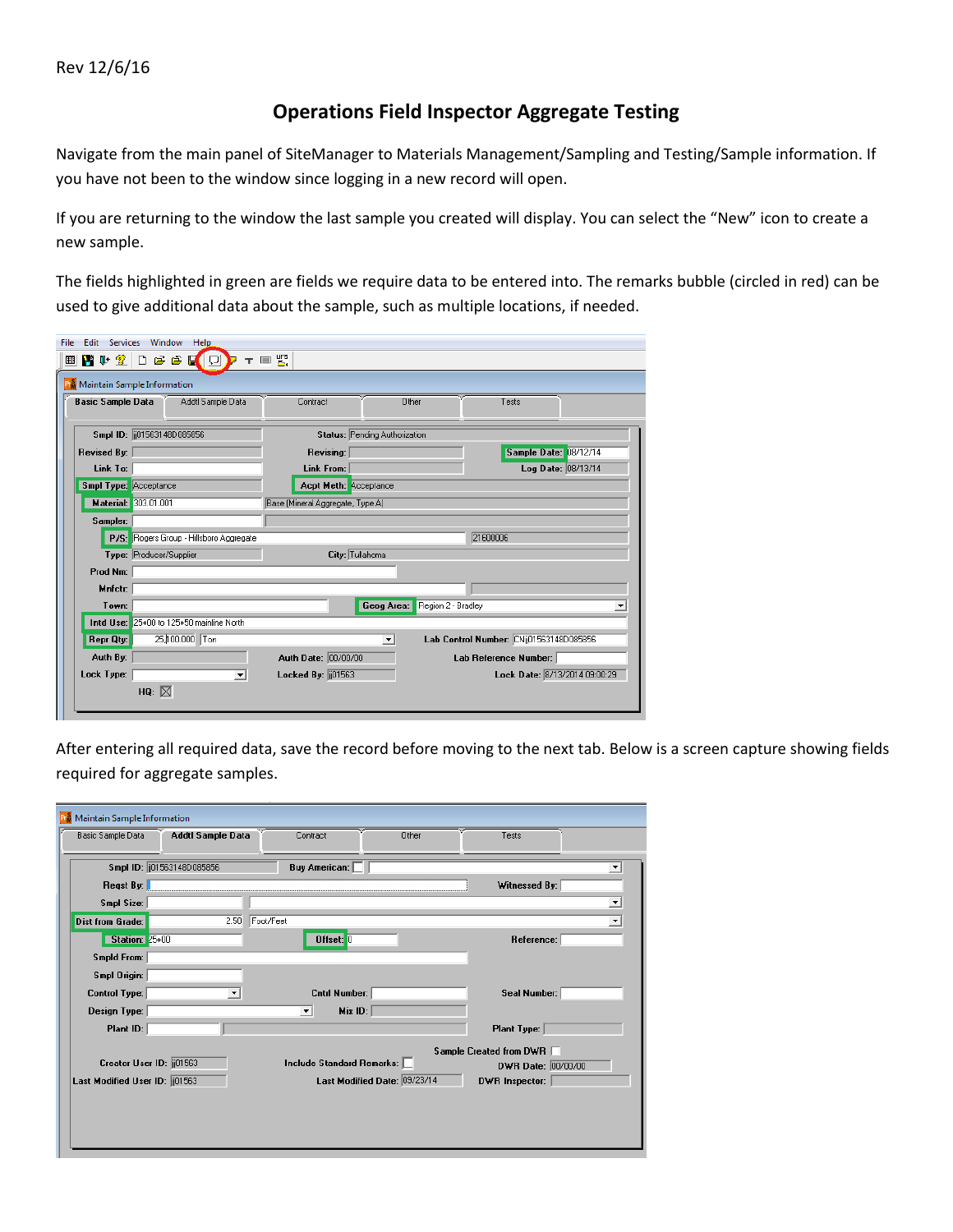Rev 12/6/16

# Operations Field Inspector Aggregate Testing

Navigate from the main panel of SiteManager to Materials Management/Sampling and Testing/Sample information. If you have not been to the window since logging in a new record will open.

If you are returning to the window the last sample you created will display. You can select the "New" icon to create a new sample.

The fields highlighted in green are fields we require data to be entered into. The remarks bubble (circled in red) can be used to give additional data about the sample, such as multiple locations, if needed.

After entering all required data, save the record before moving to the next tab. Below is a screen capture showing fields required for aggregate samples.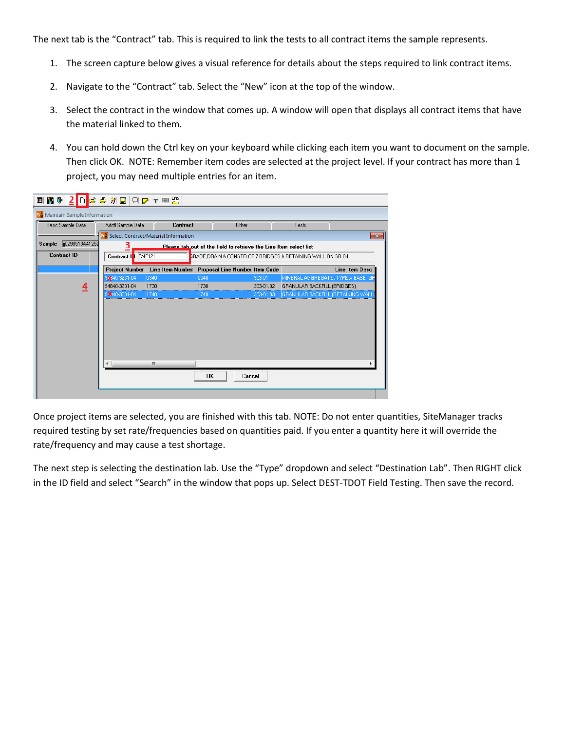The next tab is the "Contract" tab. This is required to link the tests to all contract items the sample represents.

1. The screen capture below gives a visual reference for details about the steps required to link contract items.
2. Navigate to the "Contract" tab. Select the "New" icon at the top of the window.
3. Select the contract in the window that comes up. A window will open that displays all contract items that have the material linked to them.
4. You can hold down the Ctrl key on your keyboard while clicking each item you want to document on the sample. Then click OK. NOTE: Remember item codes are selected at the project level. If your contract has more than 1 project, you may need multiple entries for an item.

Once project items are selected, you are finished with this tab. NOTE: Do not enter quantities, SiteManager tracks required testing by set rate/frequencies based on quantities paid. If you enter a quantity here it will override the rate/frequency and may cause a test shortage.

The next step is selecting the destination lab. Use the "Type" dropdown and select "Destination Lab". Then RIGHT click in the ID field and select "Search" in the window that pops up. Select DEST-TDOT Field Testing. Then save the record.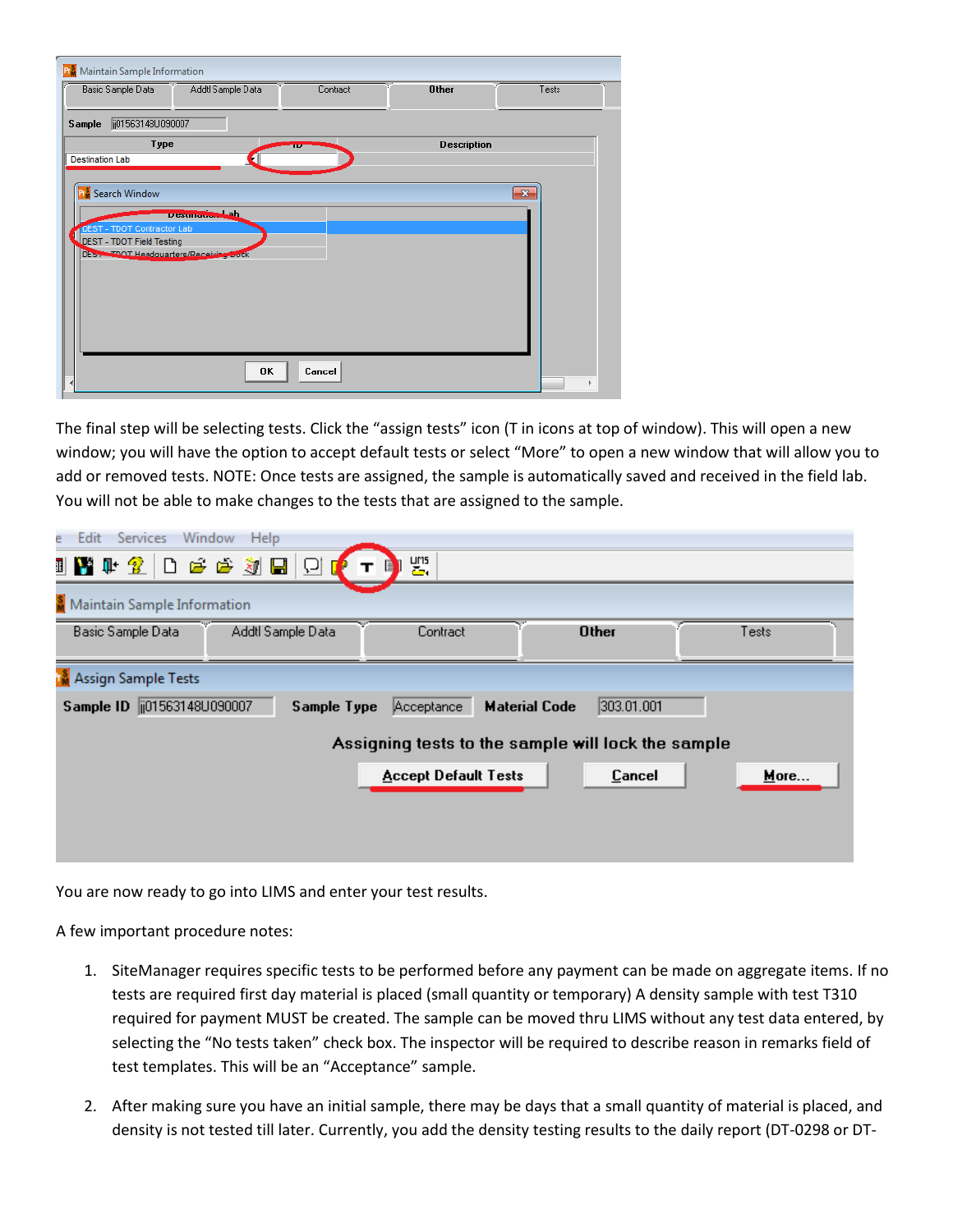The final step will be selecting tests. Click the “assign tests” icon (T in icons at top of window). This will open a new window; you will have the option to accept default tests or select “More” to open a new window that will allow you to add or removed tests. NOTE: Once tests are assigned, the sample is automatically saved and received in the field lab. You will not be able to make changes to the tests that are assigned to the sample.

You are now ready to go into LIMS and enter your test results.

A few important procedure notes:

1. SiteManager requires specific tests to be performed before any payment can be made on aggregate items. If no tests are required first day material is placed (small quantity or temporary) A density sample with test T310 required for payment MUST be created. The sample can be moved thru LIMS without any test data entered, by selecting the “No tests taken” check box. The inspector will be required to describe reason in remarks field of test templates. This will be an “Acceptance” sample.

2. After making sure you have an initial sample, there may be days that a small quantity of material is placed, and density is not tested till later. Currently, you add the density testing results to the daily report (DT-0298 or DT-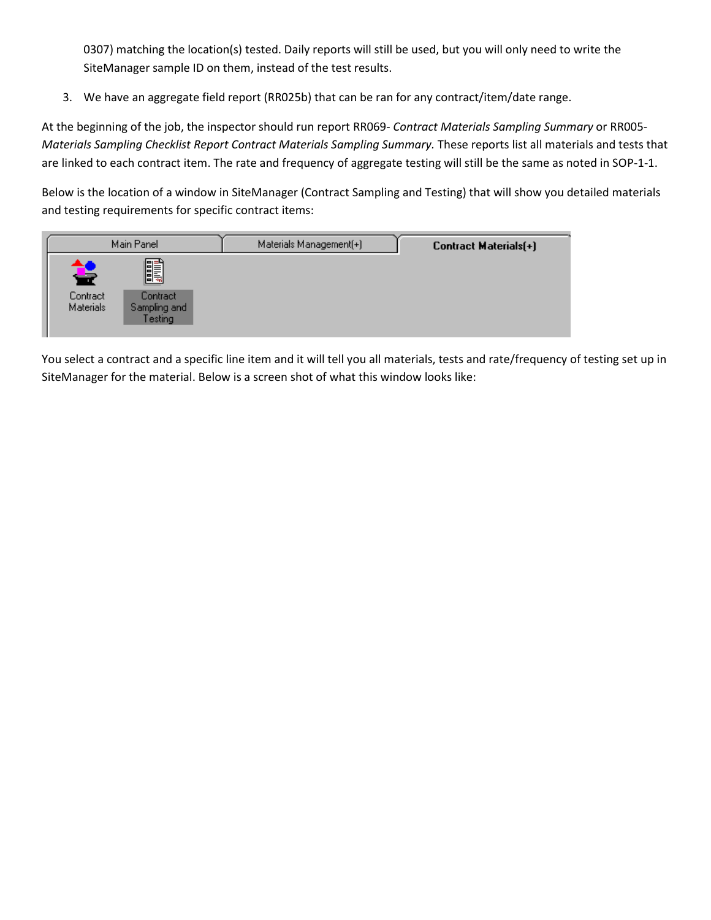0307) matching the location(s) tested. Daily reports will still be used, but you will only need to write the SiteManager sample ID on them, instead of the test results.

3. We have an aggregate field report (RR025b) that can be ran for any contract/item/date range.

At the beginning of the job, the inspector should run report RR069- *Contract Materials Sampling Summary* or RR005- *Materials Sampling Checklist Report Contract Materials Sampling Summary.* These reports list all materials and tests that are linked to each contract item. The rate and frequency of aggregate testing will still be the same as noted in SOP-1-1.

Below is the location of a window in SiteManager (Contract Sampling and Testing) that will show you detailed materials and testing requirements for specific contract items:

You select a contract and a specific line item and it will tell you all materials, tests and rate/frequency of testing set up in SiteManager for the material. Below is a screen shot of what this window looks like: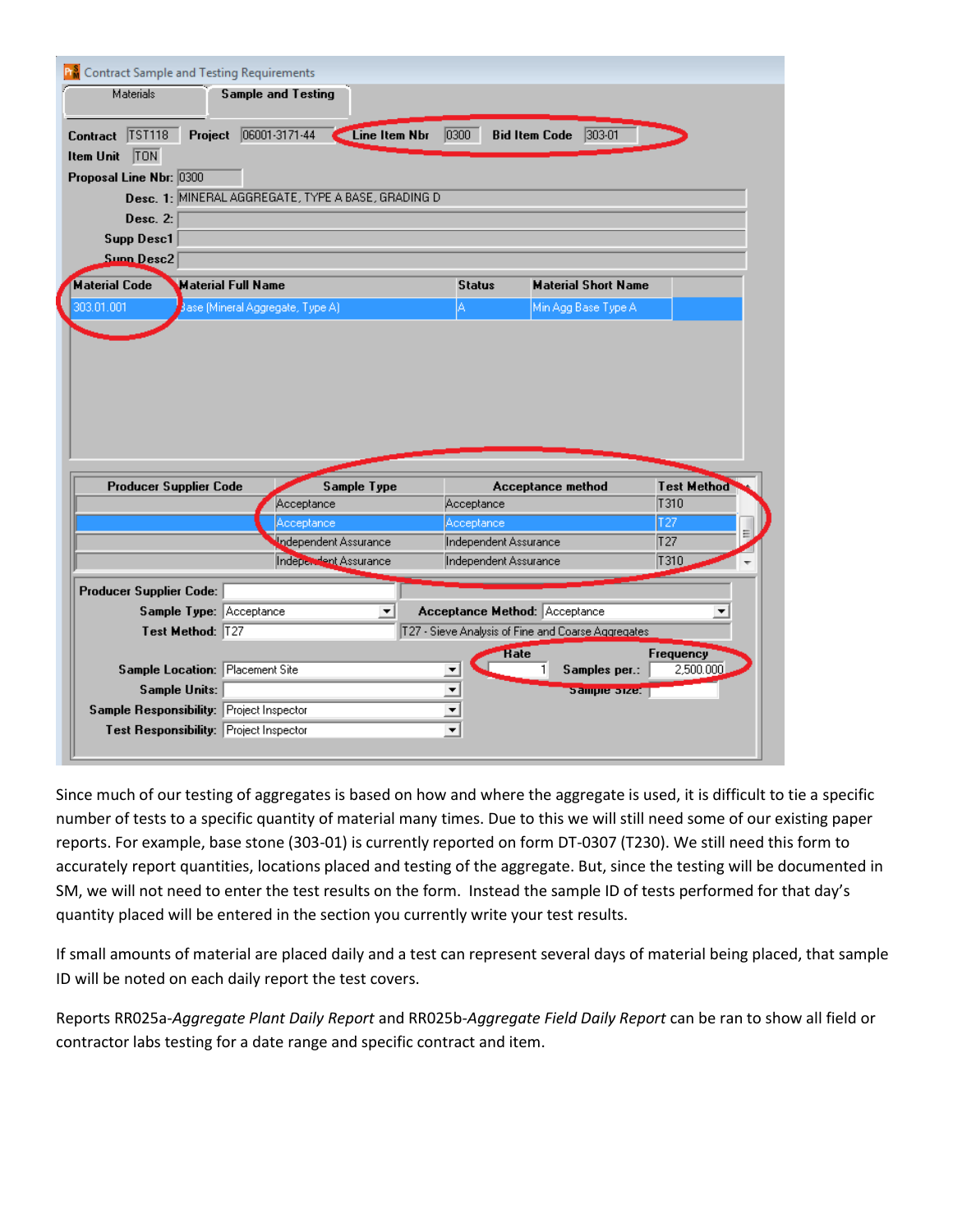Contract Sample and Testing Requirements

Materials | **Sample and Testing**

**Contract** TST118 **Project** 06001-3171-44 **Line Item Nbr** 0300 **Bid Item Code** 303-01

**Item Unit** TON

**Proposal Line Nbr:** 0300

**Desc. 1:** MINERAL AGGREGATE, TYPE A BASE, GRADING D

**Desc. 2:**

**Supp Desc1**

**Supp Desc2**

| Material Code | Material Full Name | Status | Material Short Name |
|---|---|---|---|
| 303.01.001 | Base (Mineral Aggregate, Type A) | A | Min Agg Base Type A |

| Producer Supplier Code | Sample Type | Acceptance method | Test Method |
|---|---|---|---|
| | Acceptance | Acceptance | T310 |
| | Acceptance | Acceptance | T27 |
| | Independent Assurance | Independent Assurance | T27 |
| | Independent Assurance | Independent Assurance | T310 |

**Producer Supplier Code:**

**Sample Type:** Acceptance **Acceptance Method:** Acceptance

**Test Method:** T27 T27 - Sieve Analysis of Fine and Coarse Aggregates

**Rate** 1 **Samples per.:** **Frequency** 2,500.000

**Sample Location:** Placement Site

**Sample Units:**

**Sample Size:**

**Sample Responsibility:** Project Inspector

**Test Responsibility:** Project Inspector

Since much of our testing of aggregates is based on how and where the aggregate is used, it is difficult to tie a specific number of tests to a specific quantity of material many times. Due to this we will still need some of our existing paper reports. For example, base stone (303-01) is currently reported on form DT-0307 (T230). We still need this form to accurately report quantities, locations placed and testing of the aggregate. But, since the testing will be documented in SM, we will not need to enter the test results on the form. Instead the sample ID of tests performed for that day's quantity placed will be entered in the section you currently write your test results.

If small amounts of material are placed daily and a test can represent several days of material being placed, that sample ID will be noted on each daily report the test covers.

Reports RR025a-*Aggregate Plant Daily Report* and RR025b-*Aggregate Field Daily Report* can be ran to show all field or contractor labs testing for a date range and specific contract and item.